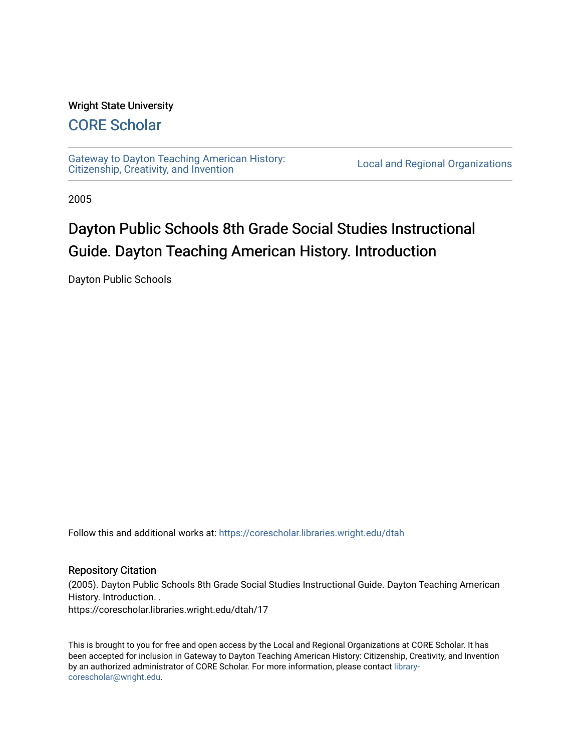Wright State University

## CORE Scholar

Gateway to Dayton Teaching American History: Citizenship, Creativity, and Invention

Local and Regional Organizations

2005

# Dayton Public Schools 8th Grade Social Studies Instructional Guide. Dayton Teaching American History. Introduction

Dayton Public Schools

Follow this and additional works at: https://corescholar.libraries.wright.edu/dtah

### Repository Citation

(2005). Dayton Public Schools 8th Grade Social Studies Instructional Guide. Dayton Teaching American History. Introduction. .
https://corescholar.libraries.wright.edu/dtah/17

This is brought to you for free and open access by the Local and Regional Organizations at CORE Scholar. It has been accepted for inclusion in Gateway to Dayton Teaching American History: Citizenship, Creativity, and Invention by an authorized administrator of CORE Scholar. For more information, please contact library-corescholar@wright.edu.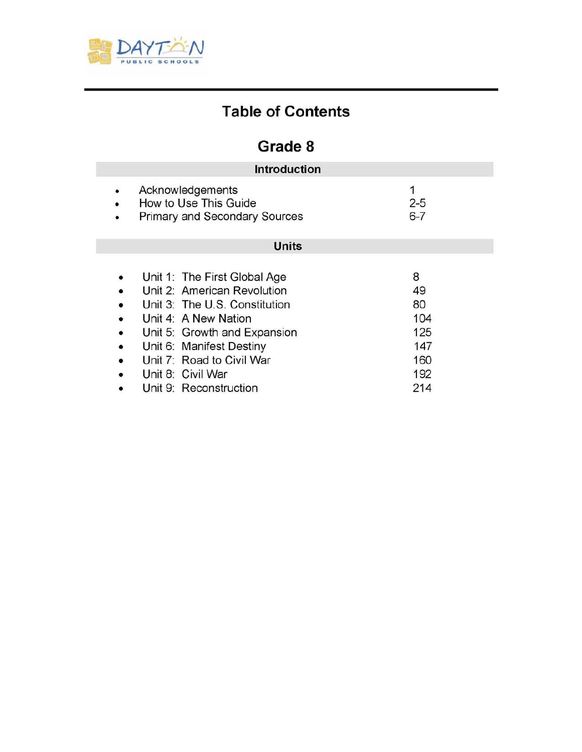# Table of Contents

## Grade 8

### Introduction

- Acknowledgements 1
- How to Use This Guide 2-5
- Primary and Secondary Sources 6-7

### Units

- Unit 1: The First Global Age 8
- Unit 2: American Revolution 49
- Unit 3: The U.S. Constitution 80
- Unit 4: A New Nation 104
- Unit 5: Growth and Expansion 125
- Unit 6: Manifest Destiny 147
- Unit 7: Road to Civil War 160
- Unit 8: Civil War 192
- Unit 9: Reconstruction 214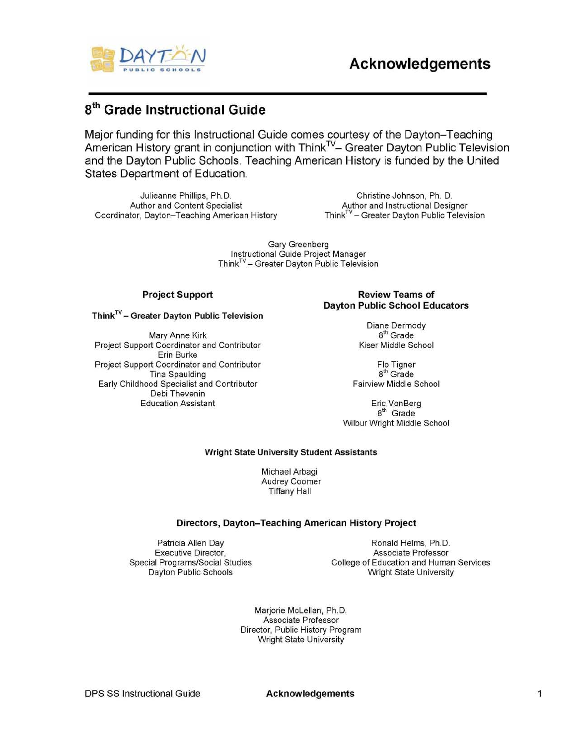# Acknowledgements

## 8th Grade Instructional Guide

Major funding for this Instructional Guide comes courtesy of the Dayton–Teaching American History grant in conjunction with Think[TV]– Greater Dayton Public Television and the Dayton Public Schools. Teaching American History is funded by the United States Department of Education.

Julieanne Phillips, Ph.D.
Author and Content Specialist
Coordinator, Dayton–Teaching American History

Christine Johnson, Ph. D.
Author and Instructional Designer
Think[TV] – Greater Dayton Public Television

Gary Greenberg
Instructional Guide Project Manager
Think[TV] – Greater Dayton Public Television

### Project Support

**Think[TV] – Greater Dayton Public Television**

Mary Anne Kirk
Project Support Coordinator and Contributor
Erin Burke
Project Support Coordinator and Contributor
Tina Spaulding
Early Childhood Specialist and Contributor
Debi Thevenin
Education Assistant

### Review Teams of Dayton Public School Educators

Diane Dermody
8th Grade
Kiser Middle School

Flo Tigner
8th Grade
Fairview Middle School

Eric VonBerg
8th Grade
Wilbur Wright Middle School

### Wright State University Student Assistants

Michael Arbagi
Audrey Coomer
Tiffany Hall

### Directors, Dayton–Teaching American History Project

Patricia Allen Day
Executive Director,
Special Programs/Social Studies
Dayton Public Schools

Ronald Helms, Ph.D.
Associate Professor
College of Education and Human Services
Wright State University

Marjorie McLellan, Ph.D.
Associate Professor
Director, Public History Program
Wright State University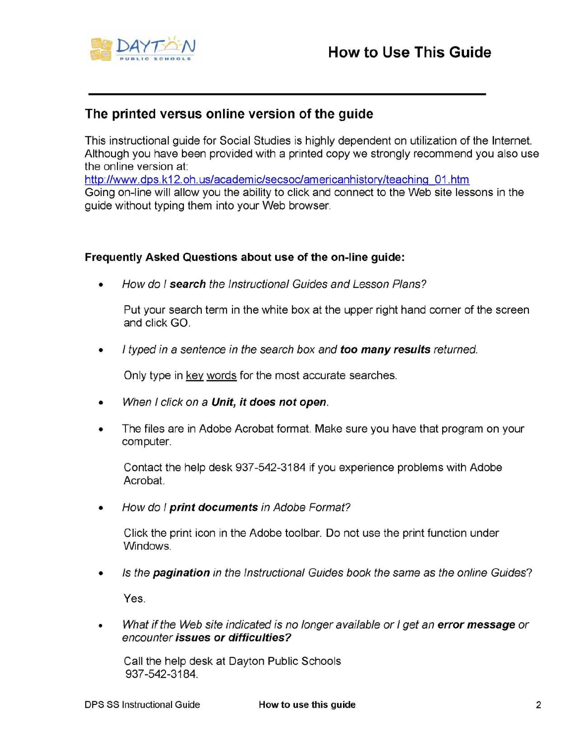# How to Use This Guide

## The printed versus online version of the guide

This instructional guide for Social Studies is highly dependent on utilization of the Internet. Although you have been provided with a printed copy we strongly recommend you also use the online version at:
http://www.dps.k12.oh.us/academic/secsoc/americanhistory/teaching_01.htm
Going on-line will allow you the ability to click and connect to the Web site lessons in the guide without typing them into your Web browser.

**Frequently Asked Questions about use of the on-line guide:**

- *How do I **search** the Instructional Guides and Lesson Plans?*

  Put your search term in the white box at the upper right hand corner of the screen and click GO.

- *I typed in a sentence in the search box and **too many results** returned.*

  Only type in key words for the most accurate searches.

- *When I click on a **Unit, it does not open**.*

- The files are in Adobe Acrobat format. Make sure you have that program on your computer.

  Contact the help desk 937-542-3184 if you experience problems with Adobe Acrobat.

- *How do I **print documents** in Adobe Format?*

  Click the print icon in the Adobe toolbar. Do not use the print function under Windows.

- *Is the **pagination** in the Instructional Guides book the same as the online Guides?*

  Yes.

- *What if the Web site indicated is no longer available or I get an **error message** or encounter **issues or difficulties?***

  Call the help desk at Dayton Public Schools
  937-542-3184.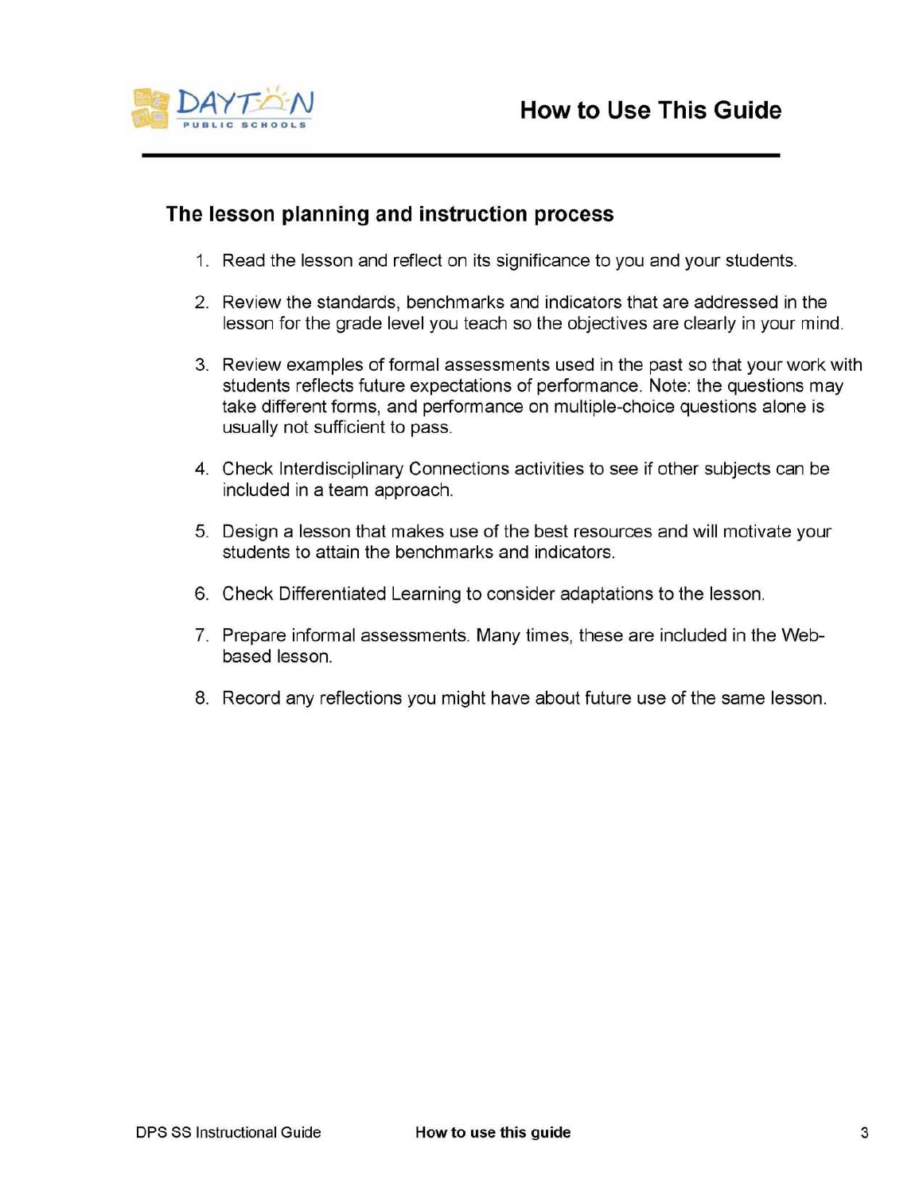# How to Use This Guide

## The lesson planning and instruction process

1. Read the lesson and reflect on its significance to you and your students.
2. Review the standards, benchmarks and indicators that are addressed in the lesson for the grade level you teach so the objectives are clearly in your mind.
3. Review examples of formal assessments used in the past so that your work with students reflects future expectations of performance. Note: the questions may take different forms, and performance on multiple-choice questions alone is usually not sufficient to pass.
4. Check Interdisciplinary Connections activities to see if other subjects can be included in a team approach.
5. Design a lesson that makes use of the best resources and will motivate your students to attain the benchmarks and indicators.
6. Check Differentiated Learning to consider adaptations to the lesson.
7. Prepare informal assessments. Many times, these are included in the Web-based lesson.
8. Record any reflections you might have about future use of the same lesson.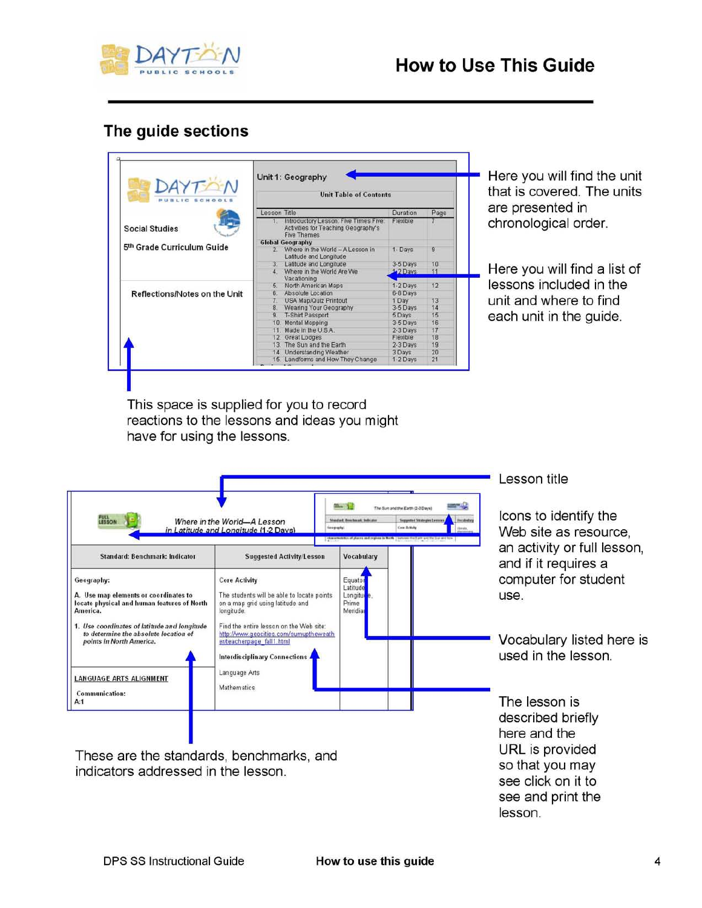## The guide sections

Unit 1: Geography

Social Studies

5th Grade Curriculum Guide

Reflections/Notes on the Unit

Unit Table of Contents

| Lesson | Title | Duration | Page |
|---|---|---|---|
| 1. | Introductory Lesson: Five Times Five: Activities for Teaching Geography's Five Themes | Flexible | 7 |
| | **Global Geography** | | |
| 2. | Where in the World – A Lesson in Latitude and Longitude | 1- Days | 9 |
| 3. | Latitude and Longitude | 3-5 Days | 10 |
| 4. | Where in the World Are We Vacationing | 1-2 Days | 11 |
| 5. | North American Maps | 1-2 Days | 12 |
| 6. | Absolute Location | 6-8 Days | |
| 7. | USA Map/Quiz Printout | 1 Day | 13 |
| 8. | Wearing Your Geography | 3-5 Days | 14 |
| 9. | T-Shirt Passport | 5 Days | 15 |
| 10. | Mental Mapping | 3-5 Days | 16 |
| 11. | Made in the U.S.A. | 2-3 Days | 17 |
| 12. | Great Lodges | Flexible | 18 |
| 13. | The Sun and the Earth | 2-3 Days | 19 |
| 14. | Understanding Weather | 3 Days | 20 |
| 15. | Landforms and How They Change | 1-2 Days | 21 |

Here you will find the unit that is covered. The units are presented in chronological order.

Here you will find a list of lessons included in the unit and where to find each unit in the guide.

This space is supplied for you to record reactions to the lessons and ideas you might have for using the lessons.

FULL LESSON

*Where in the World—A Lesson in Latitude and Longitude (1-2 Days)*

| Standard: Benchmark: Indicator | Suggested Activity/Lesson | Vocabulary |
|---|---|---|
| Geography:<br><br>A. Use map elements or coordinates to locate physical and human features of North America.<br><br>1. *Use coordinates of latitude and longitude to determine the absolute location of points in North America.*<br><br>LANGUAGE ARTS ALIGNMENT<br><br>Communication:<br>A:1 | Core Activity<br><br>The students will be able to locate points on a map grid using latitude and longitude.<br><br>Find the entire lesson on the Web site: http://www.geocities.com/sumuptheweather/teacherpage_fall1.html<br><br>**Interdisciplinary Connections**<br><br>Language Arts<br><br>Mathematics | Equator, Latitude, Longitude, Prime Meridian |

Lesson title

Icons to identify the Web site as resource, an activity or full lesson, and if it requires a computer for student use.

Vocabulary listed here is used in the lesson.

The lesson is described briefly here and the URL is provided so that you may see click on it to see and print the lesson.

These are the standards, benchmarks, and indicators addressed in the lesson.